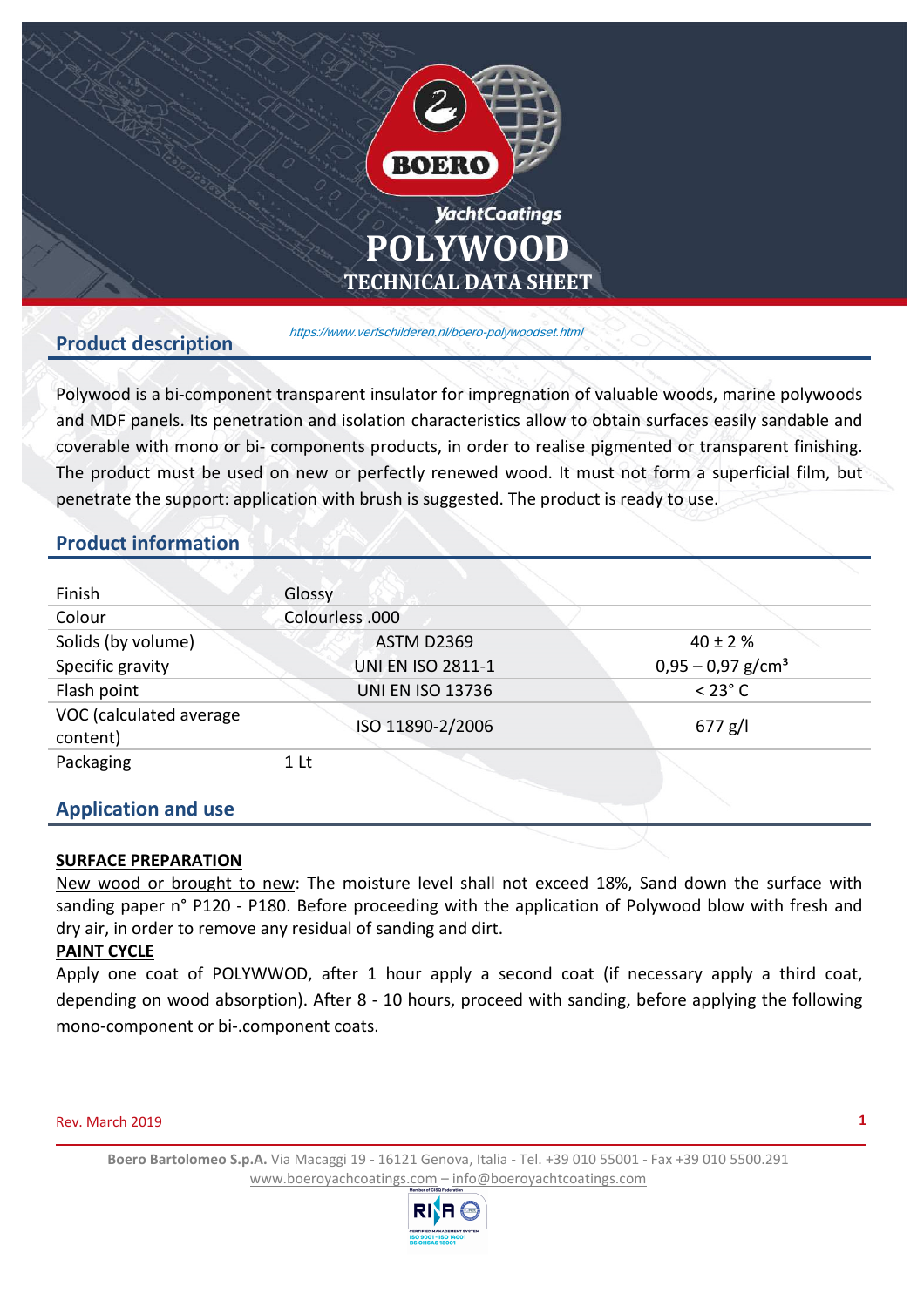# POLYWOOD

## TECHNICAL DATA SHEET

*https://www.verfschilderen.nl/boero-polywoodset.html*

## Product description

Polywood is a bi-component transparent insulator for impregnation of valuable woods, marine polywoods and MDF panels. Its penetration and isolation characteristics allow to obtain surfaces easily sandable and coverable with mono or bi- components products, in order to realise pigmented or transparent finishing. The product must be used on new or perfectly renewed wood. It must not form a superficial film, but penetrate the support: application with brush is suggested. The product is ready to use.

## Product information

| | | |
|---|---|---|
| Finish | Glossy | |
| Colour | Colourless .000 | |
| Solids (by volume) | ASTM D2369 | 40 ± 2 % |
| Specific gravity | UNI EN ISO 2811-1 | 0,95 – 0,97 g/cm³ |
| Flash point | UNI EN ISO 13736 | < 23° C |
| VOC (calculated average content) | ISO 11890-2/2006 | 677 g/l |
| Packaging | 1 Lt | |

## Application and use

**SURFACE PREPARATION**

New wood or brought to new: The moisture level shall not exceed 18%, Sand down the surface with sanding paper n° P120 - P180. Before proceeding with the application of Polywood blow with fresh and dry air, in order to remove any residual of sanding and dirt.

**PAINT CYCLE**

Apply one coat of POLYWWOD, after 1 hour apply a second coat (if necessary apply a third coat, depending on wood absorption). After 8 - 10 hours, proceed with sanding, before applying the following mono-component or bi-.component coats.

Rev. March 2019

**Boero Bartolomeo S.p.A.** Via Macaggi 19 - 16121 Genova, Italia - Tel. +39 010 55001 - Fax +39 010 5500.291
www.boeroyachtcoatings.com – info@boeroyachtcoatings.com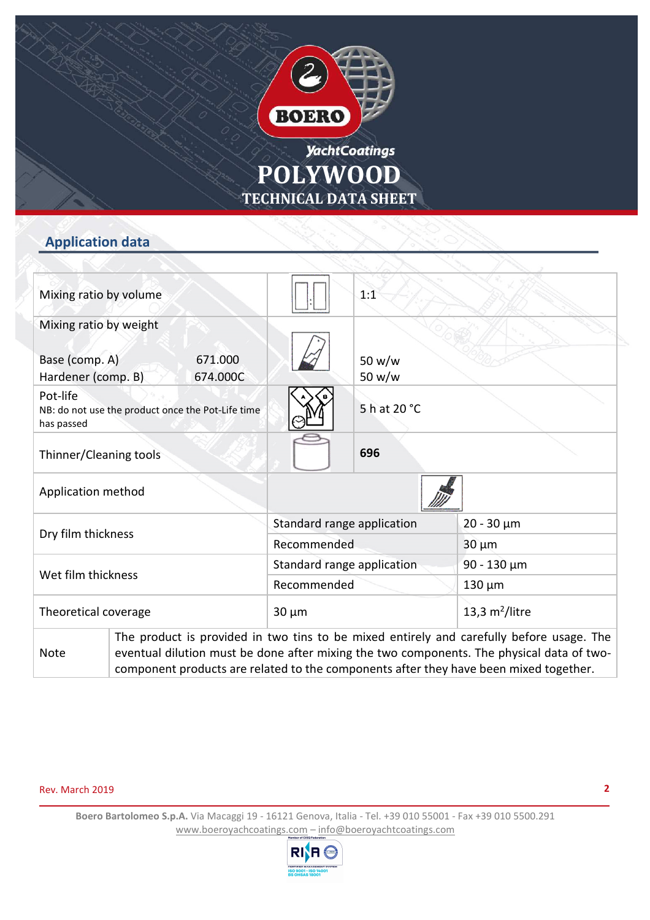# POLYWOOD

## TECHNICAL DATA SHEET

## Application data

| | | | |
|---|---|---|---|
| Mixing ratio by volume | | 1:1 | |
| Mixing ratio by weight<br><br>Base (comp. A) 671.000<br>Hardener (comp. B) 674.000C | | 50 w/w<br>50 w/w | |
| Pot-life<br>NB: do not use the product once the Pot-Life time has passed | | 5 h at 20 °C | |
| Thinner/Cleaning tools | | **696** | |
| Application method | | | |
| Dry film thickness | Standard range application | | 20 - 30 µm |
| | Recommended | | 30 µm |
| Wet film thickness | Standard range application | | 90 - 130 µm |
| | Recommended | | 130 µm |
| Theoretical coverage | 30 µm | | 13,3 m²/litre |
| Note | The product is provided in two tins to be mixed entirely and carefully before usage. The eventual dilution must be done after mixing the two components. The physical data of two-component products are related to the components after they have been mixed together. | | |

Rev. March 2019

**Boero Bartolomeo S.p.A.** Via Macaggi 19 - 16121 Genova, Italia - Tel. +39 010 55001 - Fax +39 010 5500.291
www.boeroyachtcoatings.com – info@boeroyachtcoatings.com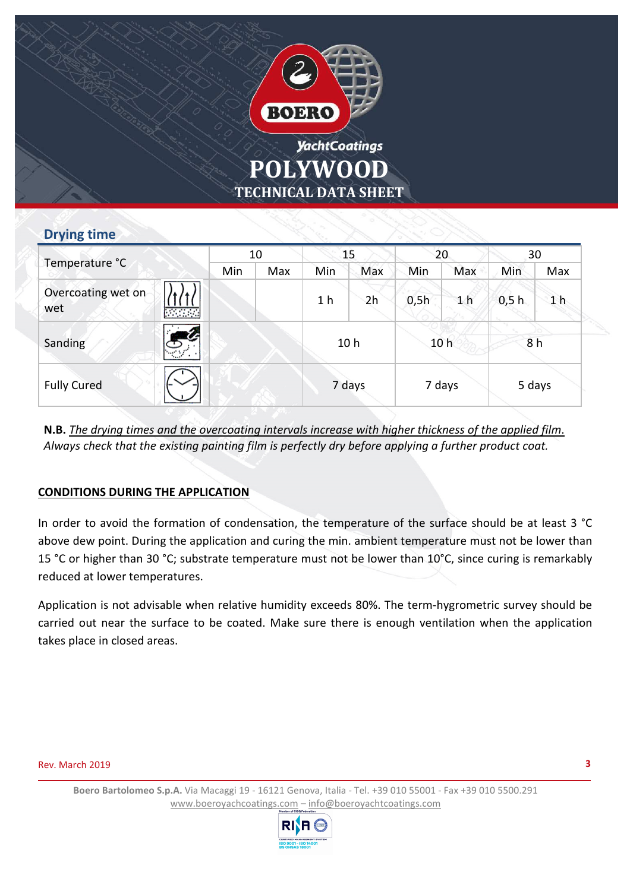## Drying time

| Temperature °C | | 10 | | 15 | | 20 | | 30 | |
|---|---|---|---|---|---|---|---|---|---|
| | | Min | Max | Min | Max | Min | Max | Min | Max |
| Overcoating wet on wet | | | | 1 h | 2h | 0,5h | 1 h | 0,5 h | 1 h |
| Sanding | | | | 10 h | | 10 h | | 8 h | |
| Fully Cured | | | | 7 days | | 7 days | | 5 days | |

**N.B.** *The drying times and the overcoating intervals increase with higher thickness of the applied film. Always check that the existing painting film is perfectly dry before applying a further product coat.*

**CONDITIONS DURING THE APPLICATION**

In order to avoid the formation of condensation, the temperature of the surface should be at least 3 °C above dew point. During the application and curing the min. ambient temperature must not be lower than 15 °C or higher than 30 °C; substrate temperature must not be lower than 10°C, since curing is remarkably reduced at lower temperatures.

Application is not advisable when relative humidity exceeds 80%. The term-hygrometric survey should be carried out near the surface to be coated. Make sure there is enough ventilation when the application takes place in closed areas.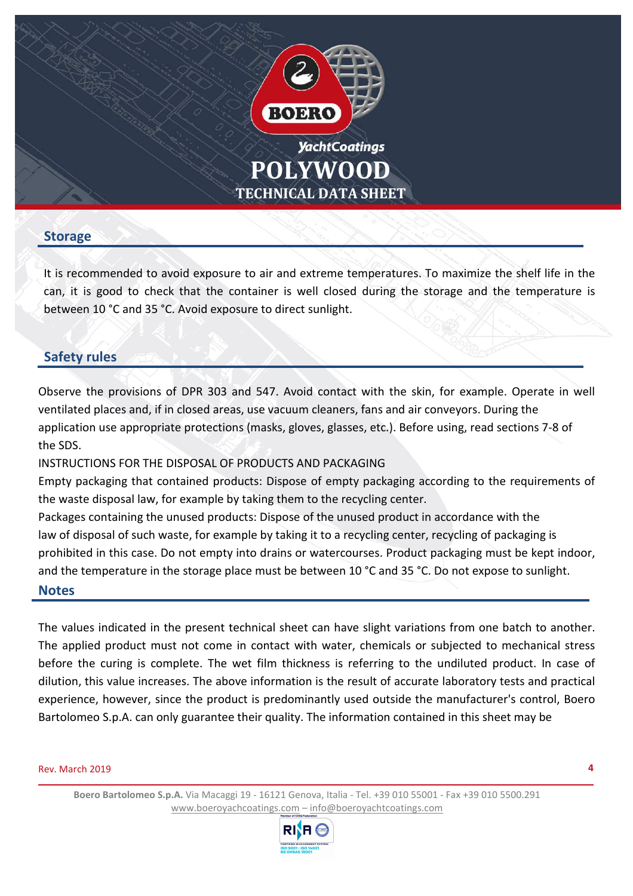## Storage

It is recommended to avoid exposure to air and extreme temperatures. To maximize the shelf life in the can, it is good to check that the container is well closed during the storage and the temperature is between 10 °C and 35 °C. Avoid exposure to direct sunlight.

## Safety rules

Observe the provisions of DPR 303 and 547. Avoid contact with the skin, for example. Operate in well ventilated places and, if in closed areas, use vacuum cleaners, fans and air conveyors. During the application use appropriate protections (masks, gloves, glasses, etc.). Before using, read sections 7-8 of the SDS.

INSTRUCTIONS FOR THE DISPOSAL OF PRODUCTS AND PACKAGING

Empty packaging that contained products: Dispose of empty packaging according to the requirements of the waste disposal law, for example by taking them to the recycling center.

Packages containing the unused products: Dispose of the unused product in accordance with the law of disposal of such waste, for example by taking it to a recycling center, recycling of packaging is prohibited in this case. Do not empty into drains or watercourses. Product packaging must be kept indoor, and the temperature in the storage place must be between 10 °C and 35 °C. Do not expose to sunlight.

## Notes

The values indicated in the present technical sheet can have slight variations from one batch to another. The applied product must not come in contact with water, chemicals or subjected to mechanical stress before the curing is complete. The wet film thickness is referring to the undiluted product. In case of dilution, this value increases. The above information is the result of accurate laboratory tests and practical experience, however, since the product is predominantly used outside the manufacturer's control, Boero Bartolomeo S.p.A. can only guarantee their quality. The information contained in this sheet may be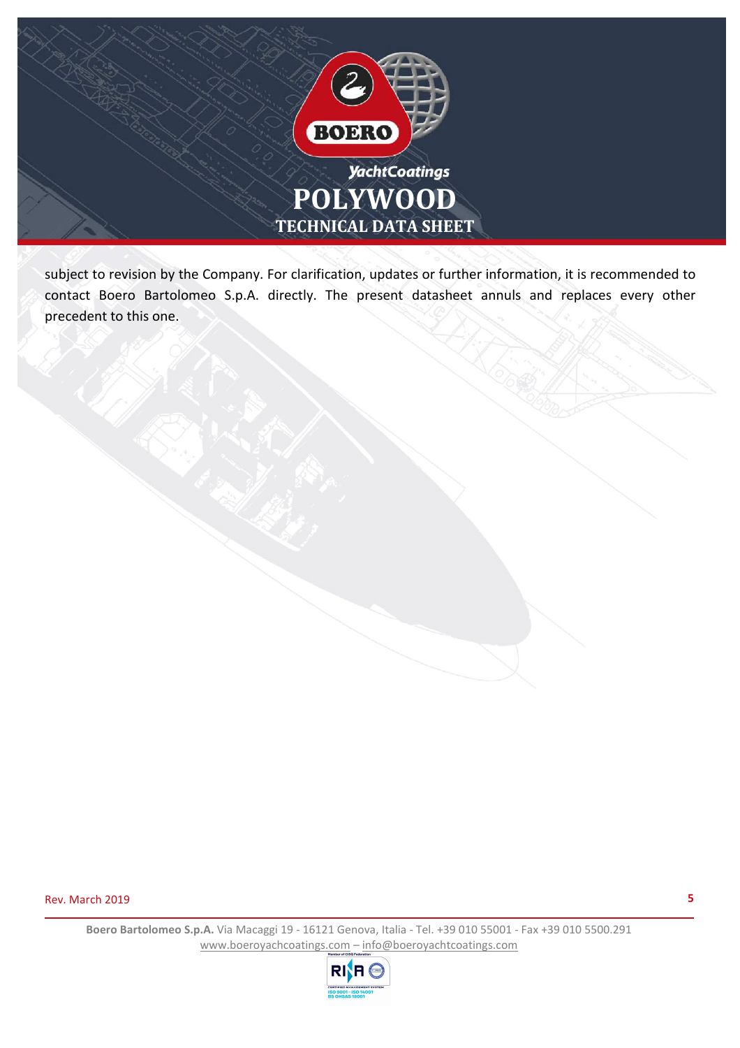subject to revision by the Company. For clarification, updates or further information, it is recommended to contact Boero Bartolomeo S.p.A. directly. The present datasheet annuls and replaces every other precedent to this one.